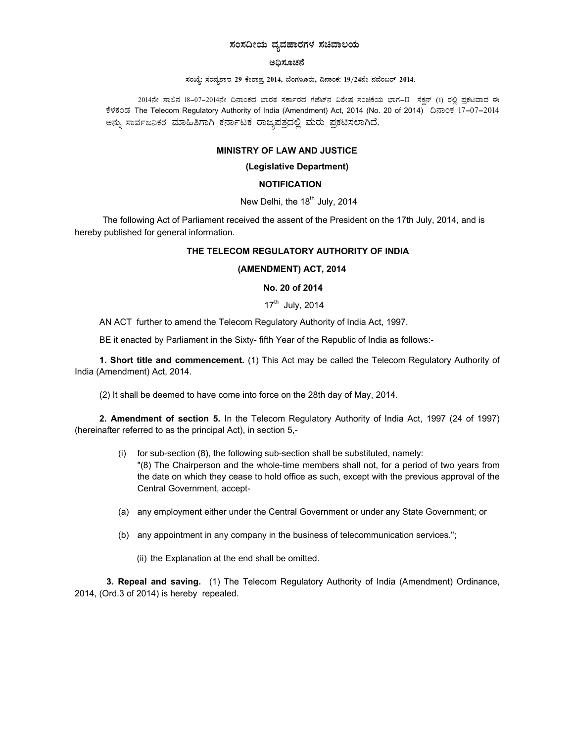# ಸಂಸದೀಯ ವ್ಯವಹಾರಗಳ ಸಚಿವಾಲಯ

## ಅಧಿಸೂಚನೆ

**ಸಂಖ್ಯೆ: ಸಂವ್ಯಶಾಇ 29 ಕೇಶಾಪ್ರ 2014, ಬೆಂಗಳೂರು, ದಿನಾಂಕ: 19/24ನೇ ನವೆಂಬರ್ 2014.**

2014ನೇ ಸಾಲಿನ 18-07-2014ನೇ ದಿನಾಂಕದ ಭಾರತ ಸರ್ಕಾರದ ಗೆಜೆಟ್‌ನ ವಿಶೇಷ ಸಂಚಿಕೆಯ ಭಾಗ-II ಸೆಕ್ಷನ್ (1) ರಲ್ಲಿ ಪ್ರಕಟವಾದ ಈ ಕೆಳಕಂಡ The Telecom Regulatory Authority of India (Amendment) Act, 2014 (No. 20 of 2014) ದಿನಾಂಕ 17-07-2014 ಅನ್ನು ಸಾರ್ವಜನಿಕರ ಮಾಹಿತಿಗಾಗಿ ಕರ್ನಾಟಕ ರಾಜ್ಯಪತ್ರದಲ್ಲಿ ಮರು ಪ್ರಕಟಿಸಲಾಗಿದೆ.

## MINISTRY OF LAW AND JUSTICE

### (Legislative Department)

### NOTIFICATION

New Delhi, the 18th July, 2014

The following Act of Parliament received the assent of the President on the 17th July, 2014, and is hereby published for general information.

## THE TELECOM REGULATORY AUTHORITY OF INDIA

## (AMENDMENT) ACT, 2014

### No. 20 of 2014

17th July, 2014

AN ACT further to amend the Telecom Regulatory Authority of India Act, 1997.

BE it enacted by Parliament in the Sixty- fifth Year of the Republic of India as follows:-

**1. Short title and commencement.** (1) This Act may be called the Telecom Regulatory Authority of India (Amendment) Act, 2014.

(2) It shall be deemed to have come into force on the 28th day of May, 2014.

**2. Amendment of section 5.** In the Telecom Regulatory Authority of India Act, 1997 (24 of 1997) (hereinafter referred to as the principal Act), in section 5,-

(i) for sub-section (8), the following sub-section shall be substituted, namely:
"(8) The Chairperson and the whole-time members shall not, for a period of two years from the date on which they cease to hold office as such, except with the previous approval of the Central Government, accept-

(a) any employment either under the Central Government or under any State Government; or

(b) any appointment in any company in the business of telecommunication services.";

(ii) the Explanation at the end shall be omitted.

**3. Repeal and saving.** (1) The Telecom Regulatory Authority of India (Amendment) Ordinance, 2014, (Ord.3 of 2014) is hereby repealed.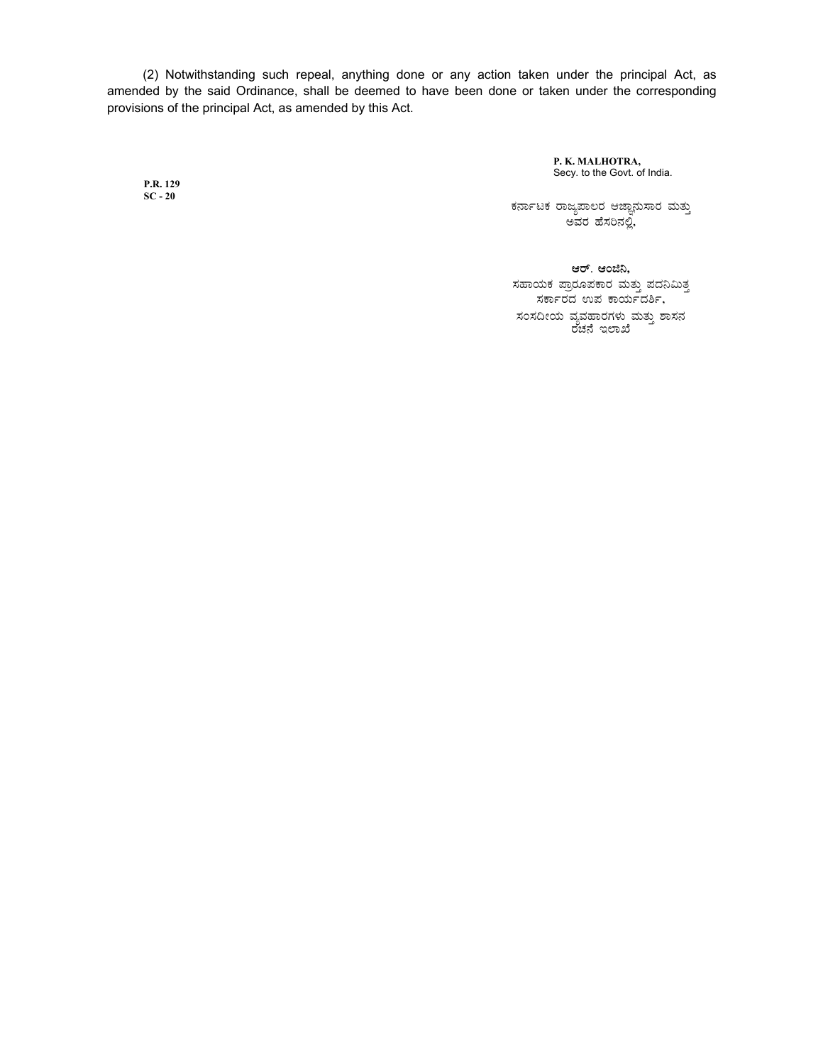(2) Notwithstanding such repeal, anything done or any action taken under the principal Act, as amended by the said Ordinance, shall be deemed to have been done or taken under the corresponding provisions of the principal Act, as amended by this Act.

**P. K. MALHOTRA,**
Secy. to the Govt. of India.

**P.R. 129**
**SC - 20**

ಕರ್ನಾಟಕ ರಾಜ್ಯಪಾಲರ ಆಜ್ಞಾನುಸಾರ ಮತ್ತು
ಅವರ ಹೆಸರಿನಲ್ಲಿ,

**ಆರ್. ಆಂಜಿನಿ,**
ಸಹಾಯಕ ಪ್ರಾರೂಪಕಾರ ಮತ್ತು ಪದನಿಮಿತ್ತ
ಸರ್ಕಾರದ ಉಪ ಕಾರ್ಯದರ್ಶಿ,
ಸಂಸದೀಯ ವ್ಯವಹಾರಗಳು ಮತ್ತು ಶಾಸನ
ರಚನೆ ಇಲಾಖೆ